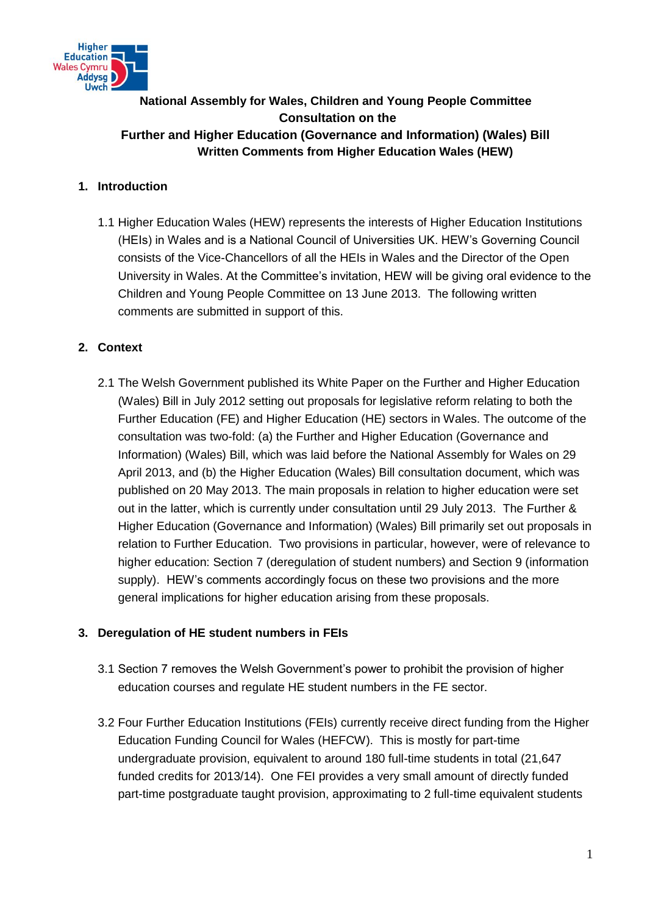**National Assembly for Wales, Children and Young People Committee**
**Consultation on the**
**Further and Higher Education (Governance and Information) (Wales) Bill**
**Written Comments from Higher Education Wales (HEW)**

## 1. Introduction

1.1 Higher Education Wales (HEW) represents the interests of Higher Education Institutions (HEIs) in Wales and is a National Council of Universities UK. HEW's Governing Council consists of the Vice-Chancellors of all the HEIs in Wales and the Director of the Open University in Wales. At the Committee's invitation, HEW will be giving oral evidence to the Children and Young People Committee on 13 June 2013. The following written comments are submitted in support of this.

## 2. Context

2.1 The Welsh Government published its White Paper on the Further and Higher Education (Wales) Bill in July 2012 setting out proposals for legislative reform relating to both the Further Education (FE) and Higher Education (HE) sectors in Wales. The outcome of the consultation was two-fold: (a) the Further and Higher Education (Governance and Information) (Wales) Bill, which was laid before the National Assembly for Wales on 29 April 2013, and (b) the Higher Education (Wales) Bill consultation document, which was published on 20 May 2013. The main proposals in relation to higher education were set out in the latter, which is currently under consultation until 29 July 2013. The Further & Higher Education (Governance and Information) (Wales) Bill primarily set out proposals in relation to Further Education. Two provisions in particular, however, were of relevance to higher education: Section 7 (deregulation of student numbers) and Section 9 (information supply). HEW's comments accordingly focus on these two provisions and the more general implications for higher education arising from these proposals.

## 3. Deregulation of HE student numbers in FEIs

3.1 Section 7 removes the Welsh Government's power to prohibit the provision of higher education courses and regulate HE student numbers in the FE sector.

3.2 Four Further Education Institutions (FEIs) currently receive direct funding from the Higher Education Funding Council for Wales (HEFCW). This is mostly for part-time undergraduate provision, equivalent to around 180 full-time students in total (21,647 funded credits for 2013/14). One FEI provides a very small amount of directly funded part-time postgraduate taught provision, approximating to 2 full-time equivalent students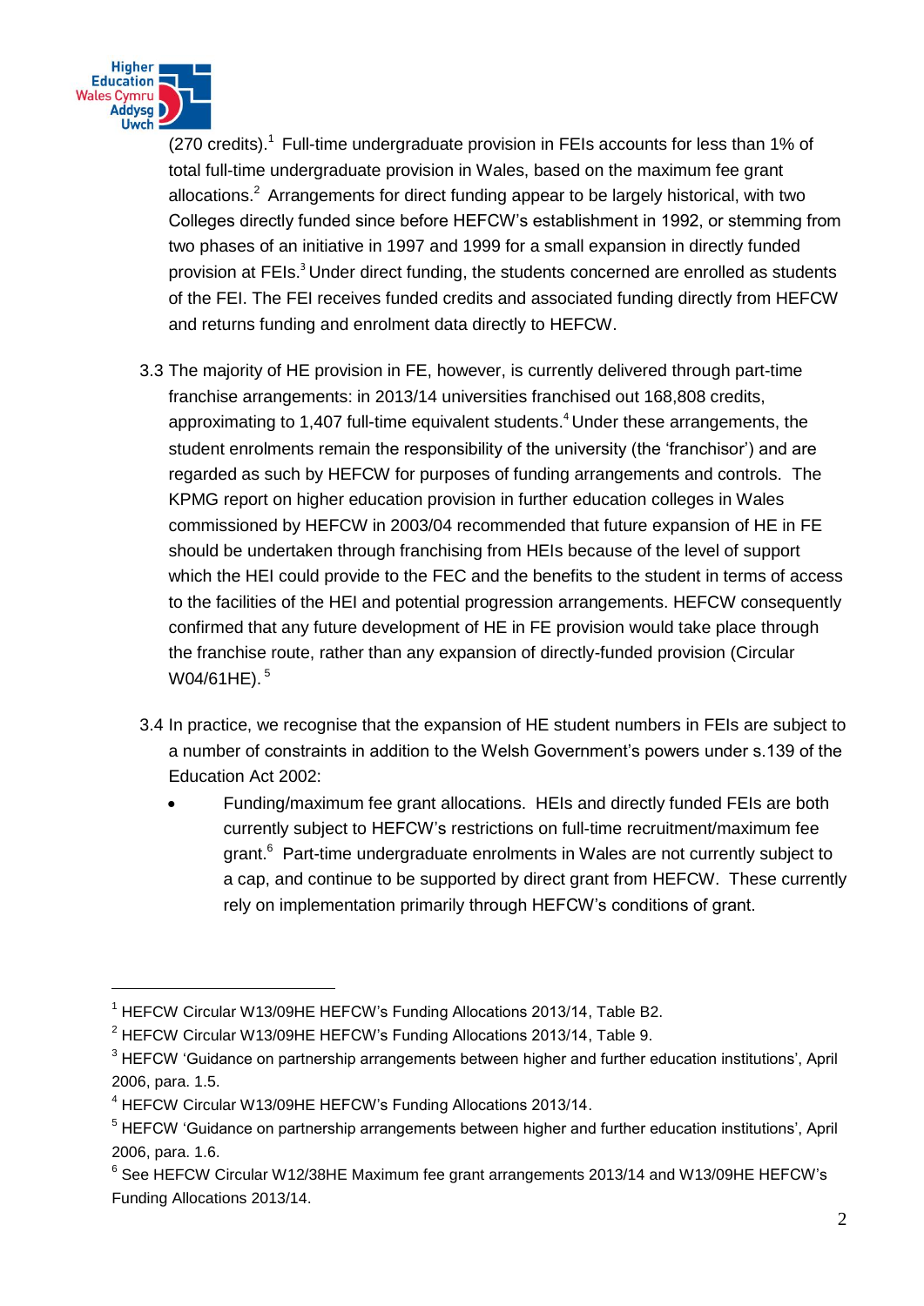(270 credits).[1] Full-time undergraduate provision in FEIs accounts for less than 1% of total full-time undergraduate provision in Wales, based on the maximum fee grant allocations.[2] Arrangements for direct funding appear to be largely historical, with two Colleges directly funded since before HEFCW's establishment in 1992, or stemming from two phases of an initiative in 1997 and 1999 for a small expansion in directly funded provision at FEIs.[3] Under direct funding, the students concerned are enrolled as students of the FEI. The FEI receives funded credits and associated funding directly from HEFCW and returns funding and enrolment data directly to HEFCW.

3.3 The majority of HE provision in FE, however, is currently delivered through part-time franchise arrangements: in 2013/14 universities franchised out 168,808 credits, approximating to 1,407 full-time equivalent students.[4] Under these arrangements, the student enrolments remain the responsibility of the university (the 'franchisor') and are regarded as such by HEFCW for purposes of funding arrangements and controls. The KPMG report on higher education provision in further education colleges in Wales commissioned by HEFCW in 2003/04 recommended that future expansion of HE in FE should be undertaken through franchising from HEIs because of the level of support which the HEI could provide to the FEC and the benefits to the student in terms of access to the facilities of the HEI and potential progression arrangements. HEFCW consequently confirmed that any future development of HE in FE provision would take place through the franchise route, rather than any expansion of directly-funded provision (Circular W04/61HE).[5]

3.4 In practice, we recognise that the expansion of HE student numbers in FEIs are subject to a number of constraints in addition to the Welsh Government's powers under s.139 of the Education Act 2002:

- Funding/maximum fee grant allocations. HEIs and directly funded FEIs are both currently subject to HEFCW's restrictions on full-time recruitment/maximum fee grant.[6] Part-time undergraduate enrolments in Wales are not currently subject to a cap, and continue to be supported by direct grant from HEFCW. These currently rely on implementation primarily through HEFCW's conditions of grant.

---

[1] HEFCW Circular W13/09HE HEFCW's Funding Allocations 2013/14, Table B2.

[2] HEFCW Circular W13/09HE HEFCW's Funding Allocations 2013/14, Table 9.

[3] HEFCW 'Guidance on partnership arrangements between higher and further education institutions', April 2006, para. 1.5.

[4] HEFCW Circular W13/09HE HEFCW's Funding Allocations 2013/14.

[5] HEFCW 'Guidance on partnership arrangements between higher and further education institutions', April 2006, para. 1.6.

[6] See HEFCW Circular W12/38HE Maximum fee grant arrangements 2013/14 and W13/09HE HEFCW's Funding Allocations 2013/14.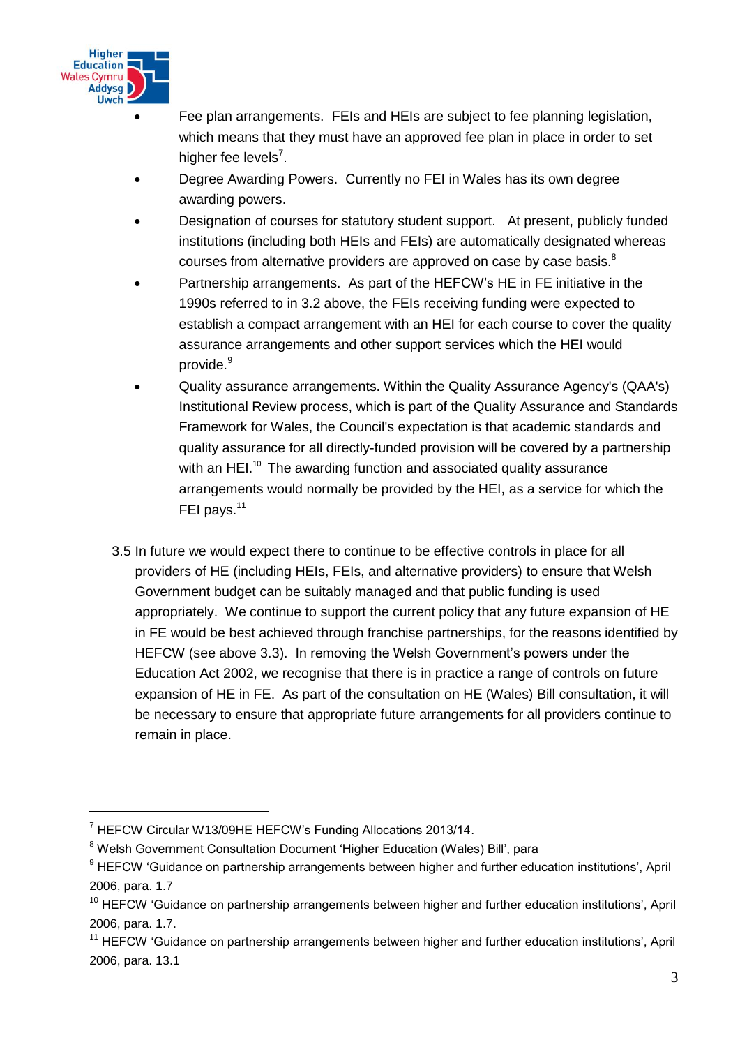- Fee plan arrangements. FEIs and HEIs are subject to fee planning legislation, which means that they must have an approved fee plan in place in order to set higher fee levels[7].
- Degree Awarding Powers. Currently no FEI in Wales has its own degree awarding powers.
- Designation of courses for statutory student support. At present, publicly funded institutions (including both HEIs and FEIs) are automatically designated whereas courses from alternative providers are approved on case by case basis.[8]
- Partnership arrangements. As part of the HEFCW's HE in FE initiative in the 1990s referred to in 3.2 above, the FEIs receiving funding were expected to establish a compact arrangement with an HEI for each course to cover the quality assurance arrangements and other support services which the HEI would provide.[9]
- Quality assurance arrangements. Within the Quality Assurance Agency's (QAA's) Institutional Review process, which is part of the Quality Assurance and Standards Framework for Wales, the Council's expectation is that academic standards and quality assurance for all directly-funded provision will be covered by a partnership with an HEI.[10] The awarding function and associated quality assurance arrangements would normally be provided by the HEI, as a service for which the FEI pays.[11]

3.5 In future we would expect there to continue to be effective controls in place for all providers of HE (including HEIs, FEIs, and alternative providers) to ensure that Welsh Government budget can be suitably managed and that public funding is used appropriately. We continue to support the current policy that any future expansion of HE in FE would be best achieved through franchise partnerships, for the reasons identified by HEFCW (see above 3.3). In removing the Welsh Government's powers under the Education Act 2002, we recognise that there is in practice a range of controls on future expansion of HE in FE. As part of the consultation on HE (Wales) Bill consultation, it will be necessary to ensure that appropriate future arrangements for all providers continue to remain in place.

---

[7] HEFCW Circular W13/09HE HEFCW's Funding Allocations 2013/14.

[8] Welsh Government Consultation Document 'Higher Education (Wales) Bill', para

[9] HEFCW 'Guidance on partnership arrangements between higher and further education institutions', April 2006, para. 1.7

[10] HEFCW 'Guidance on partnership arrangements between higher and further education institutions', April 2006, para. 1.7.

[11] HEFCW 'Guidance on partnership arrangements between higher and further education institutions', April 2006, para. 13.1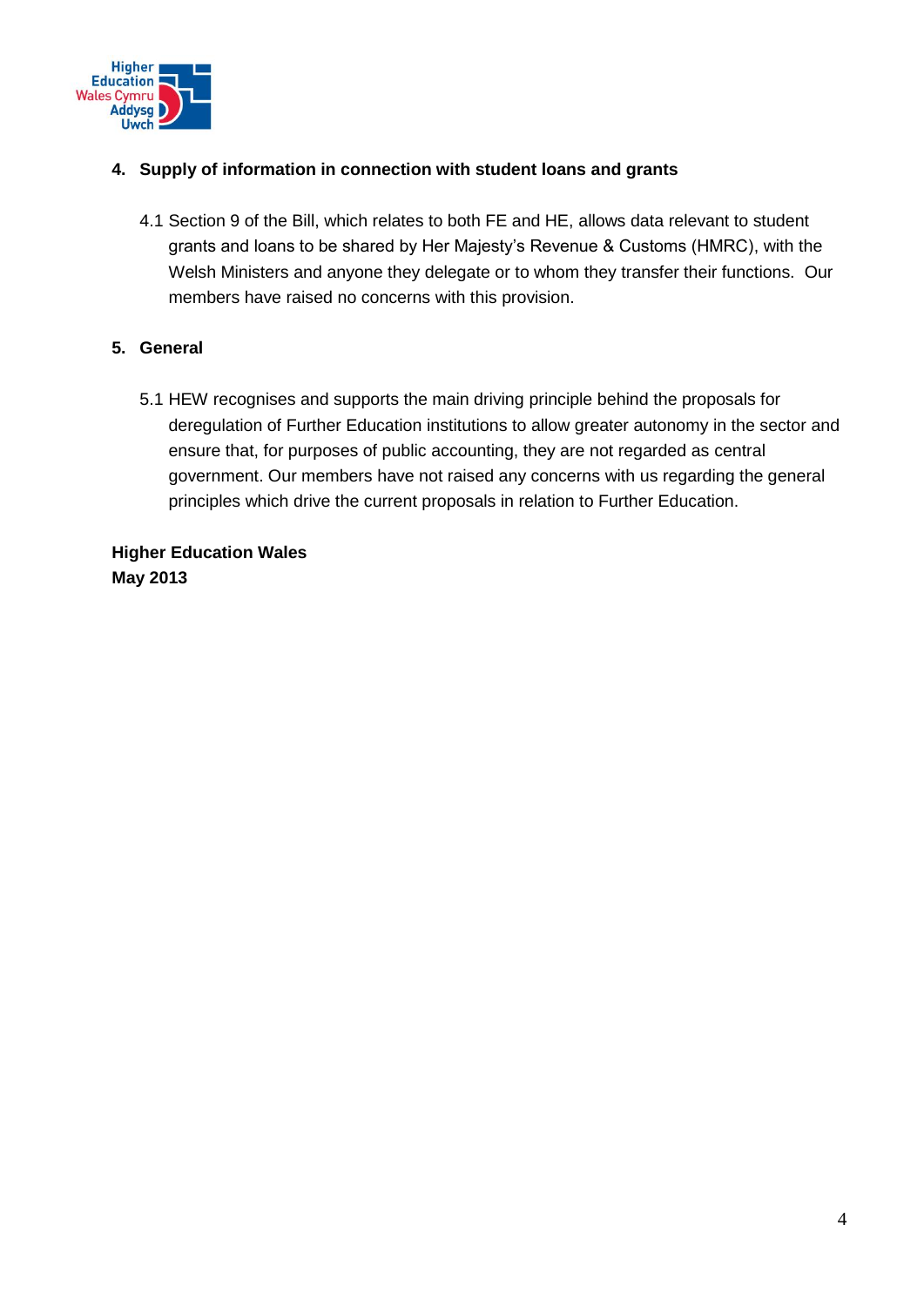## 4. Supply of information in connection with student loans and grants

4.1 Section 9 of the Bill, which relates to both FE and HE, allows data relevant to student grants and loans to be shared by Her Majesty's Revenue & Customs (HMRC), with the Welsh Ministers and anyone they delegate or to whom they transfer their functions. Our members have raised no concerns with this provision.

## 5. General

5.1 HEW recognises and supports the main driving principle behind the proposals for deregulation of Further Education institutions to allow greater autonomy in the sector and ensure that, for purposes of public accounting, they are not regarded as central government. Our members have not raised any concerns with us regarding the general principles which drive the current proposals in relation to Further Education.

**Higher Education Wales**
**May 2013**